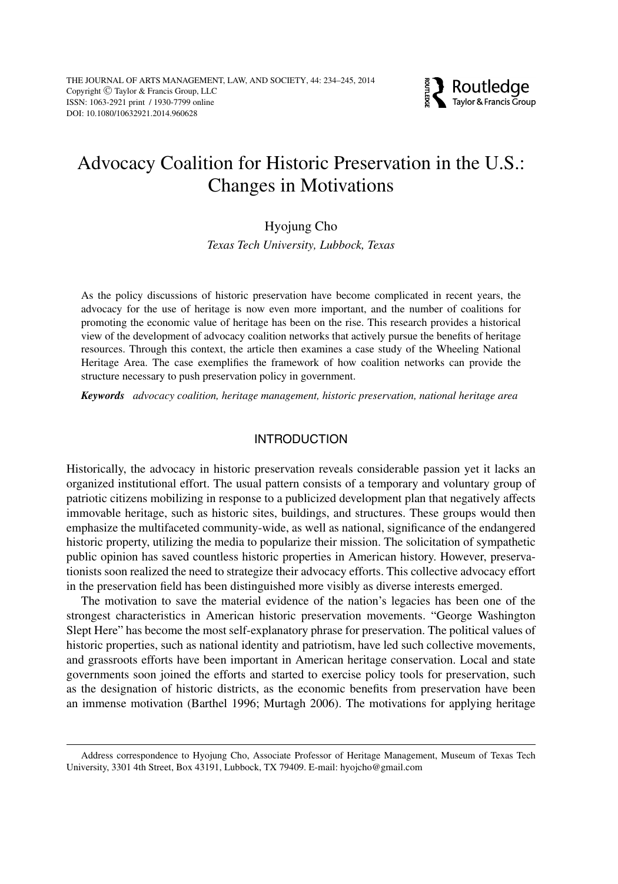THE JOURNAL OF ARTS MANAGEMENT, LAW, AND SOCIETY, 44: 234–245, 2014
Copyright © Taylor & Francis Group, LLC
ISSN: 1063-2921 print / 1930-7799 online
DOI: 10.1080/10632921.2014.960628

# Advocacy Coalition for Historic Preservation in the U.S.: Changes in Motivations

Hyojung Cho

*Texas Tech University, Lubbock, Texas*

As the policy discussions of historic preservation have become complicated in recent years, the advocacy for the use of heritage is now even more important, and the number of coalitions for promoting the economic value of heritage has been on the rise. This research provides a historical view of the development of advocacy coalition networks that actively pursue the benefits of heritage resources. Through this context, the article then examines a case study of the Wheeling National Heritage Area. The case exemplifies the framework of how coalition networks can provide the structure necessary to push preservation policy in government.

***Keywords*** *advocacy coalition, heritage management, historic preservation, national heritage area*

## INTRODUCTION

Historically, the advocacy in historic preservation reveals considerable passion yet it lacks an organized institutional effort. The usual pattern consists of a temporary and voluntary group of patriotic citizens mobilizing in response to a publicized development plan that negatively affects immovable heritage, such as historic sites, buildings, and structures. These groups would then emphasize the multifaceted community-wide, as well as national, significance of the endangered historic property, utilizing the media to popularize their mission. The solicitation of sympathetic public opinion has saved countless historic properties in American history. However, preservationists soon realized the need to strategize their advocacy efforts. This collective advocacy effort in the preservation field has been distinguished more visibly as diverse interests emerged.

The motivation to save the material evidence of the nation's legacies has been one of the strongest characteristics in American historic preservation movements. "George Washington Slept Here" has become the most self-explanatory phrase for preservation. The political values of historic properties, such as national identity and patriotism, have led such collective movements, and grassroots efforts have been important in American heritage conservation. Local and state governments soon joined the efforts and started to exercise policy tools for preservation, such as the designation of historic districts, as the economic benefits from preservation have been an immense motivation (Barthel 1996; Murtagh 2006). The motivations for applying heritage

Address correspondence to Hyojung Cho, Associate Professor of Heritage Management, Museum of Texas Tech University, 3301 4th Street, Box 43191, Lubbock, TX 79409. E-mail: hyojcho@gmail.com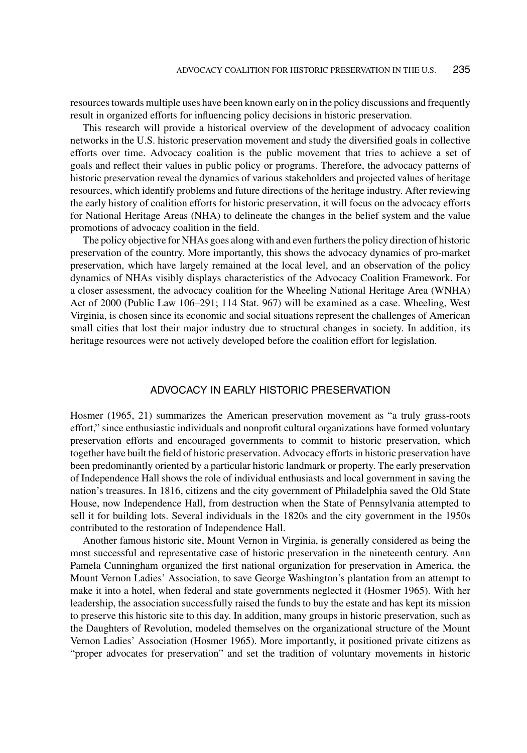resources towards multiple uses have been known early on in the policy discussions and frequently result in organized efforts for influencing policy decisions in historic preservation.

This research will provide a historical overview of the development of advocacy coalition networks in the U.S. historic preservation movement and study the diversified goals in collective efforts over time. Advocacy coalition is the public movement that tries to achieve a set of goals and reflect their values in public policy or programs. Therefore, the advocacy patterns of historic preservation reveal the dynamics of various stakeholders and projected values of heritage resources, which identify problems and future directions of the heritage industry. After reviewing the early history of coalition efforts for historic preservation, it will focus on the advocacy efforts for National Heritage Areas (NHA) to delineate the changes in the belief system and the value promotions of advocacy coalition in the field.

The policy objective for NHAs goes along with and even furthers the policy direction of historic preservation of the country. More importantly, this shows the advocacy dynamics of pro-market preservation, which have largely remained at the local level, and an observation of the policy dynamics of NHAs visibly displays characteristics of the Advocacy Coalition Framework. For a closer assessment, the advocacy coalition for the Wheeling National Heritage Area (WNHA) Act of 2000 (Public Law 106–291; 114 Stat. 967) will be examined as a case. Wheeling, West Virginia, is chosen since its economic and social situations represent the challenges of American small cities that lost their major industry due to structural changes in society. In addition, its heritage resources were not actively developed before the coalition effort for legislation.

## ADVOCACY IN EARLY HISTORIC PRESERVATION

Hosmer (1965, 21) summarizes the American preservation movement as "a truly grass-roots effort," since enthusiastic individuals and nonprofit cultural organizations have formed voluntary preservation efforts and encouraged governments to commit to historic preservation, which together have built the field of historic preservation. Advocacy efforts in historic preservation have been predominantly oriented by a particular historic landmark or property. The early preservation of Independence Hall shows the role of individual enthusiasts and local government in saving the nation's treasures. In 1816, citizens and the city government of Philadelphia saved the Old State House, now Independence Hall, from destruction when the State of Pennsylvania attempted to sell it for building lots. Several individuals in the 1820s and the city government in the 1950s contributed to the restoration of Independence Hall.

Another famous historic site, Mount Vernon in Virginia, is generally considered as being the most successful and representative case of historic preservation in the nineteenth century. Ann Pamela Cunningham organized the first national organization for preservation in America, the Mount Vernon Ladies' Association, to save George Washington's plantation from an attempt to make it into a hotel, when federal and state governments neglected it (Hosmer 1965). With her leadership, the association successfully raised the funds to buy the estate and has kept its mission to preserve this historic site to this day. In addition, many groups in historic preservation, such as the Daughters of Revolution, modeled themselves on the organizational structure of the Mount Vernon Ladies' Association (Hosmer 1965). More importantly, it positioned private citizens as "proper advocates for preservation" and set the tradition of voluntary movements in historic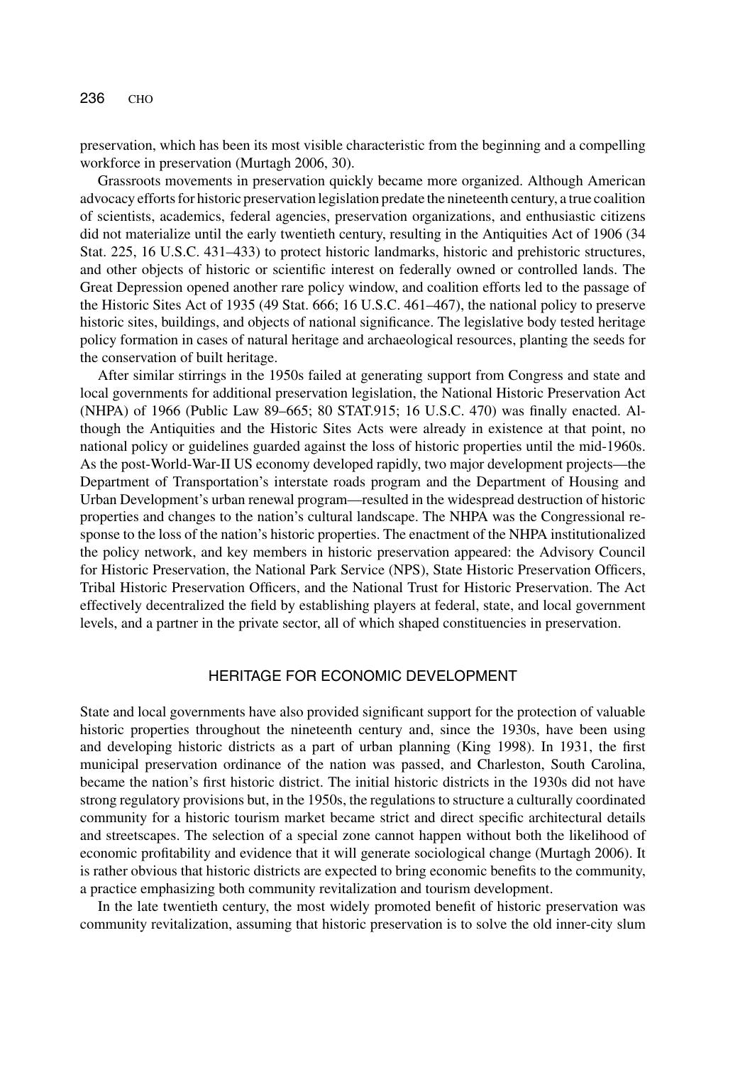preservation, which has been its most visible characteristic from the beginning and a compelling workforce in preservation (Murtagh 2006, 30).

Grassroots movements in preservation quickly became more organized. Although American advocacy efforts for historic preservation legislation predate the nineteenth century, a true coalition of scientists, academics, federal agencies, preservation organizations, and enthusiastic citizens did not materialize until the early twentieth century, resulting in the Antiquities Act of 1906 (34 Stat. 225, 16 U.S.C. 431–433) to protect historic landmarks, historic and prehistoric structures, and other objects of historic or scientific interest on federally owned or controlled lands. The Great Depression opened another rare policy window, and coalition efforts led to the passage of the Historic Sites Act of 1935 (49 Stat. 666; 16 U.S.C. 461–467), the national policy to preserve historic sites, buildings, and objects of national significance. The legislative body tested heritage policy formation in cases of natural heritage and archaeological resources, planting the seeds for the conservation of built heritage.

After similar stirrings in the 1950s failed at generating support from Congress and state and local governments for additional preservation legislation, the National Historic Preservation Act (NHPA) of 1966 (Public Law 89–665; 80 STAT.915; 16 U.S.C. 470) was finally enacted. Although the Antiquities and the Historic Sites Acts were already in existence at that point, no national policy or guidelines guarded against the loss of historic properties until the mid-1960s. As the post-World-War-II US economy developed rapidly, two major development projects—the Department of Transportation's interstate roads program and the Department of Housing and Urban Development's urban renewal program—resulted in the widespread destruction of historic properties and changes to the nation's cultural landscape. The NHPA was the Congressional response to the loss of the nation's historic properties. The enactment of the NHPA institutionalized the policy network, and key members in historic preservation appeared: the Advisory Council for Historic Preservation, the National Park Service (NPS), State Historic Preservation Officers, Tribal Historic Preservation Officers, and the National Trust for Historic Preservation. The Act effectively decentralized the field by establishing players at federal, state, and local government levels, and a partner in the private sector, all of which shaped constituencies in preservation.

## HERITAGE FOR ECONOMIC DEVELOPMENT

State and local governments have also provided significant support for the protection of valuable historic properties throughout the nineteenth century and, since the 1930s, have been using and developing historic districts as a part of urban planning (King 1998). In 1931, the first municipal preservation ordinance of the nation was passed, and Charleston, South Carolina, became the nation's first historic district. The initial historic districts in the 1930s did not have strong regulatory provisions but, in the 1950s, the regulations to structure a culturally coordinated community for a historic tourism market became strict and direct specific architectural details and streetscapes. The selection of a special zone cannot happen without both the likelihood of economic profitability and evidence that it will generate sociological change (Murtagh 2006). It is rather obvious that historic districts are expected to bring economic benefits to the community, a practice emphasizing both community revitalization and tourism development.

In the late twentieth century, the most widely promoted benefit of historic preservation was community revitalization, assuming that historic preservation is to solve the old inner-city slum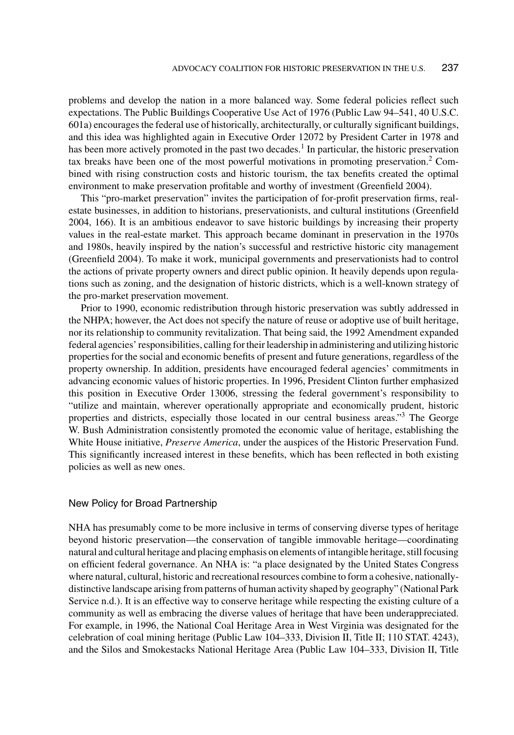problems and develop the nation in a more balanced way. Some federal policies reflect such expectations. The Public Buildings Cooperative Use Act of 1976 (Public Law 94–541, 40 U.S.C. 601a) encourages the federal use of historically, architecturally, or culturally significant buildings, and this idea was highlighted again in Executive Order 12072 by President Carter in 1978 and has been more actively promoted in the past two decades.[1] In particular, the historic preservation tax breaks have been one of the most powerful motivations in promoting preservation.[2] Combined with rising construction costs and historic tourism, the tax benefits created the optimal environment to make preservation profitable and worthy of investment (Greenfield 2004).

This "pro-market preservation" invites the participation of for-profit preservation firms, real-estate businesses, in addition to historians, preservationists, and cultural institutions (Greenfield 2004, 166). It is an ambitious endeavor to save historic buildings by increasing their property values in the real-estate market. This approach became dominant in preservation in the 1970s and 1980s, heavily inspired by the nation's successful and restrictive historic city management (Greenfield 2004). To make it work, municipal governments and preservationists had to control the actions of private property owners and direct public opinion. It heavily depends upon regulations such as zoning, and the designation of historic districts, which is a well-known strategy of the pro-market preservation movement.

Prior to 1990, economic redistribution through historic preservation was subtly addressed in the NHPA; however, the Act does not specify the nature of reuse or adoptive use of built heritage, nor its relationship to community revitalization. That being said, the 1992 Amendment expanded federal agencies' responsibilities, calling for their leadership in administering and utilizing historic properties for the social and economic benefits of present and future generations, regardless of the property ownership. In addition, presidents have encouraged federal agencies' commitments in advancing economic values of historic properties. In 1996, President Clinton further emphasized this position in Executive Order 13006, stressing the federal government's responsibility to "utilize and maintain, wherever operationally appropriate and economically prudent, historic properties and districts, especially those located in our central business areas."[3] The George W. Bush Administration consistently promoted the economic value of heritage, establishing the White House initiative, *Preserve America*, under the auspices of the Historic Preservation Fund. This significantly increased interest in these benefits, which has been reflected in both existing policies as well as new ones.

## New Policy for Broad Partnership

NHA has presumably come to be more inclusive in terms of conserving diverse types of heritage beyond historic preservation—the conservation of tangible immovable heritage—coordinating natural and cultural heritage and placing emphasis on elements of intangible heritage, still focusing on efficient federal governance. An NHA is: "a place designated by the United States Congress where natural, cultural, historic and recreational resources combine to form a cohesive, nationally-distinctive landscape arising from patterns of human activity shaped by geography" (National Park Service n.d.). It is an effective way to conserve heritage while respecting the existing culture of a community as well as embracing the diverse values of heritage that have been underappreciated. For example, in 1996, the National Coal Heritage Area in West Virginia was designated for the celebration of coal mining heritage (Public Law 104–333, Division II, Title II; 110 STAT. 4243), and the Silos and Smokestacks National Heritage Area (Public Law 104–333, Division II, Title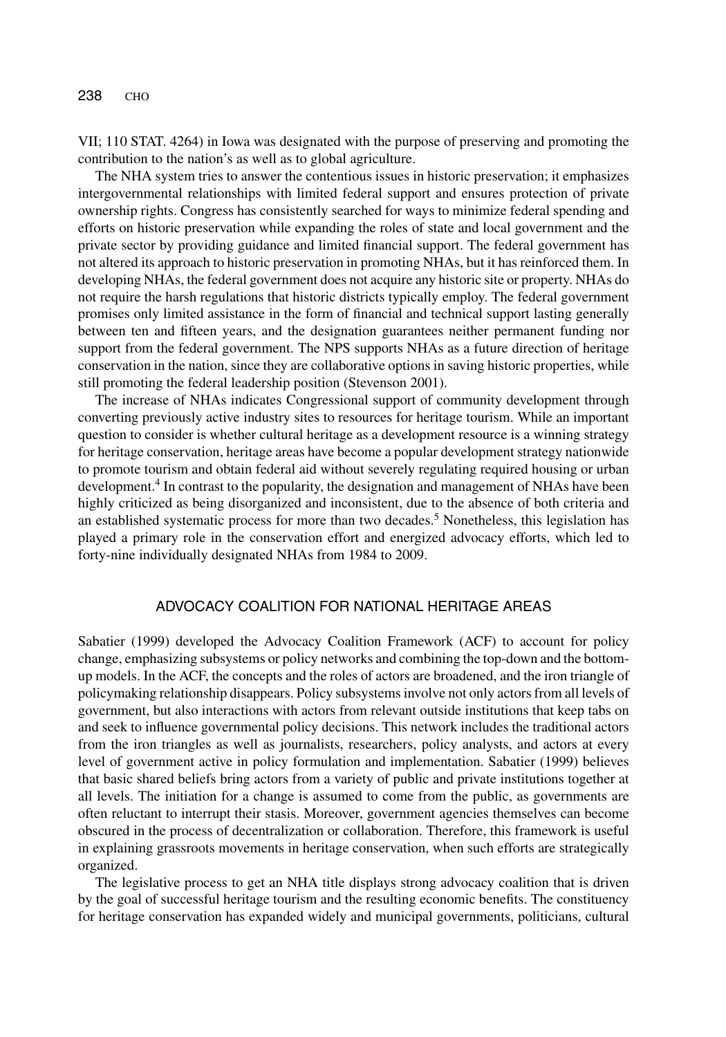VII; 110 STAT. 4264) in Iowa was designated with the purpose of preserving and promoting the contribution to the nation's as well as to global agriculture.

The NHA system tries to answer the contentious issues in historic preservation; it emphasizes intergovernmental relationships with limited federal support and ensures protection of private ownership rights. Congress has consistently searched for ways to minimize federal spending and efforts on historic preservation while expanding the roles of state and local government and the private sector by providing guidance and limited financial support. The federal government has not altered its approach to historic preservation in promoting NHAs, but it has reinforced them. In developing NHAs, the federal government does not acquire any historic site or property. NHAs do not require the harsh regulations that historic districts typically employ. The federal government promises only limited assistance in the form of financial and technical support lasting generally between ten and fifteen years, and the designation guarantees neither permanent funding nor support from the federal government. The NPS supports NHAs as a future direction of heritage conservation in the nation, since they are collaborative options in saving historic properties, while still promoting the federal leadership position (Stevenson 2001).

The increase of NHAs indicates Congressional support of community development through converting previously active industry sites to resources for heritage tourism. While an important question to consider is whether cultural heritage as a development resource is a winning strategy for heritage conservation, heritage areas have become a popular development strategy nationwide to promote tourism and obtain federal aid without severely regulating required housing or urban development.[4] In contrast to the popularity, the designation and management of NHAs have been highly criticized as being disorganized and inconsistent, due to the absence of both criteria and an established systematic process for more than two decades.[5] Nonetheless, this legislation has played a primary role in the conservation effort and energized advocacy efforts, which led to forty-nine individually designated NHAs from 1984 to 2009.

## ADVOCACY COALITION FOR NATIONAL HERITAGE AREAS

Sabatier (1999) developed the Advocacy Coalition Framework (ACF) to account for policy change, emphasizing subsystems or policy networks and combining the top-down and the bottom-up models. In the ACF, the concepts and the roles of actors are broadened, and the iron triangle of policymaking relationship disappears. Policy subsystems involve not only actors from all levels of government, but also interactions with actors from relevant outside institutions that keep tabs on and seek to influence governmental policy decisions. This network includes the traditional actors from the iron triangles as well as journalists, researchers, policy analysts, and actors at every level of government active in policy formulation and implementation. Sabatier (1999) believes that basic shared beliefs bring actors from a variety of public and private institutions together at all levels. The initiation for a change is assumed to come from the public, as governments are often reluctant to interrupt their stasis. Moreover, government agencies themselves can become obscured in the process of decentralization or collaboration. Therefore, this framework is useful in explaining grassroots movements in heritage conservation, when such efforts are strategically organized.

The legislative process to get an NHA title displays strong advocacy coalition that is driven by the goal of successful heritage tourism and the resulting economic benefits. The constituency for heritage conservation has expanded widely and municipal governments, politicians, cultural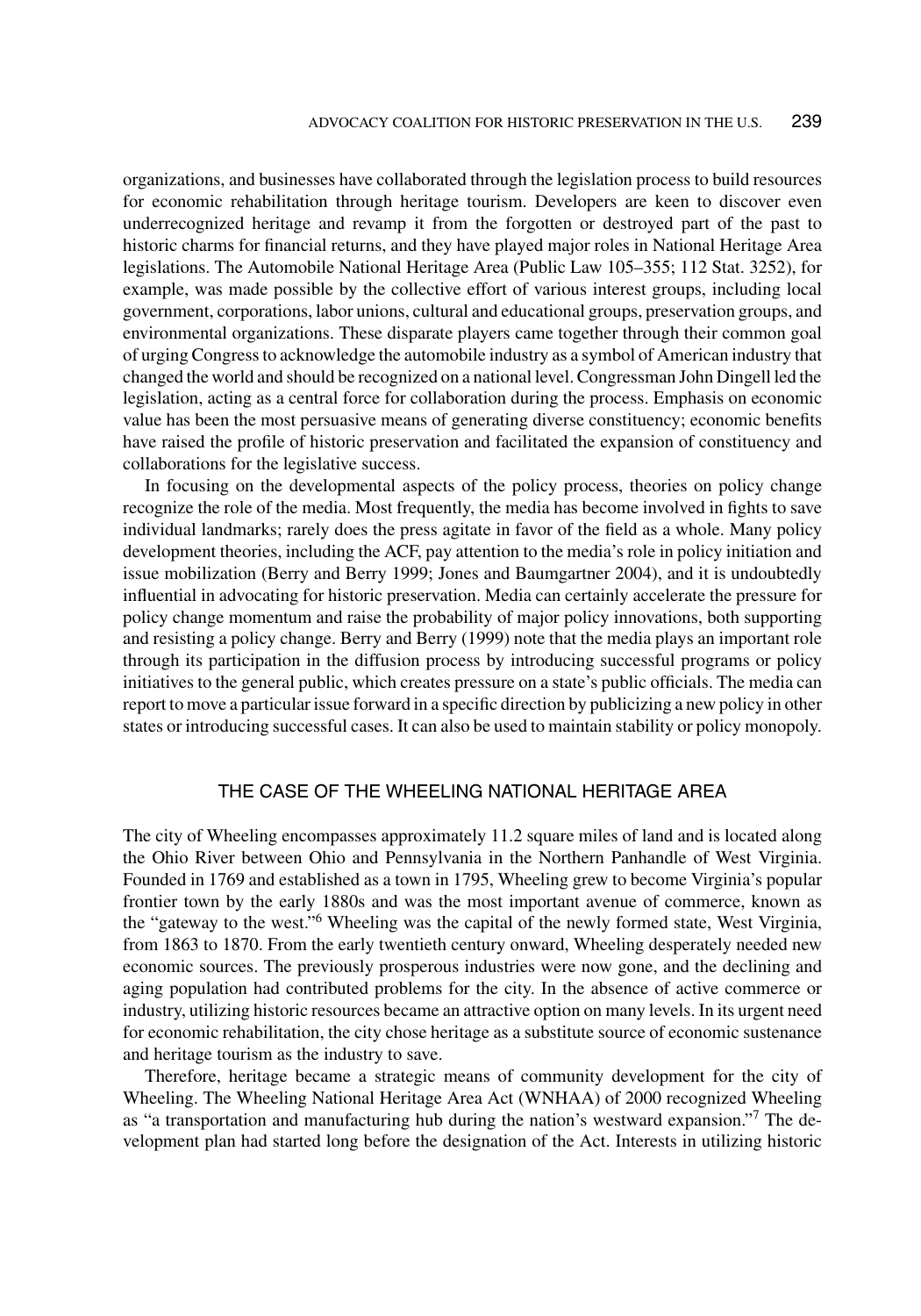organizations, and businesses have collaborated through the legislation process to build resources for economic rehabilitation through heritage tourism. Developers are keen to discover even underrecognized heritage and revamp it from the forgotten or destroyed part of the past to historic charms for financial returns, and they have played major roles in National Heritage Area legislations. The Automobile National Heritage Area (Public Law 105–355; 112 Stat. 3252), for example, was made possible by the collective effort of various interest groups, including local government, corporations, labor unions, cultural and educational groups, preservation groups, and environmental organizations. These disparate players came together through their common goal of urging Congress to acknowledge the automobile industry as a symbol of American industry that changed the world and should be recognized on a national level. Congressman John Dingell led the legislation, acting as a central force for collaboration during the process. Emphasis on economic value has been the most persuasive means of generating diverse constituency; economic benefits have raised the profile of historic preservation and facilitated the expansion of constituency and collaborations for the legislative success.

In focusing on the developmental aspects of the policy process, theories on policy change recognize the role of the media. Most frequently, the media has become involved in fights to save individual landmarks; rarely does the press agitate in favor of the field as a whole. Many policy development theories, including the ACF, pay attention to the media's role in policy initiation and issue mobilization (Berry and Berry 1999; Jones and Baumgartner 2004), and it is undoubtedly influential in advocating for historic preservation. Media can certainly accelerate the pressure for policy change momentum and raise the probability of major policy innovations, both supporting and resisting a policy change. Berry and Berry (1999) note that the media plays an important role through its participation in the diffusion process by introducing successful programs or policy initiatives to the general public, which creates pressure on a state's public officials. The media can report to move a particular issue forward in a specific direction by publicizing a new policy in other states or introducing successful cases. It can also be used to maintain stability or policy monopoly.

## THE CASE OF THE WHEELING NATIONAL HERITAGE AREA

The city of Wheeling encompasses approximately 11.2 square miles of land and is located along the Ohio River between Ohio and Pennsylvania in the Northern Panhandle of West Virginia. Founded in 1769 and established as a town in 1795, Wheeling grew to become Virginia's popular frontier town by the early 1880s and was the most important avenue of commerce, known as the "gateway to the west."[6] Wheeling was the capital of the newly formed state, West Virginia, from 1863 to 1870. From the early twentieth century onward, Wheeling desperately needed new economic sources. The previously prosperous industries were now gone, and the declining and aging population had contributed problems for the city. In the absence of active commerce or industry, utilizing historic resources became an attractive option on many levels. In its urgent need for economic rehabilitation, the city chose heritage as a substitute source of economic sustenance and heritage tourism as the industry to save.

Therefore, heritage became a strategic means of community development for the city of Wheeling. The Wheeling National Heritage Area Act (WNHAA) of 2000 recognized Wheeling as "a transportation and manufacturing hub during the nation's westward expansion."[7] The development plan had started long before the designation of the Act. Interests in utilizing historic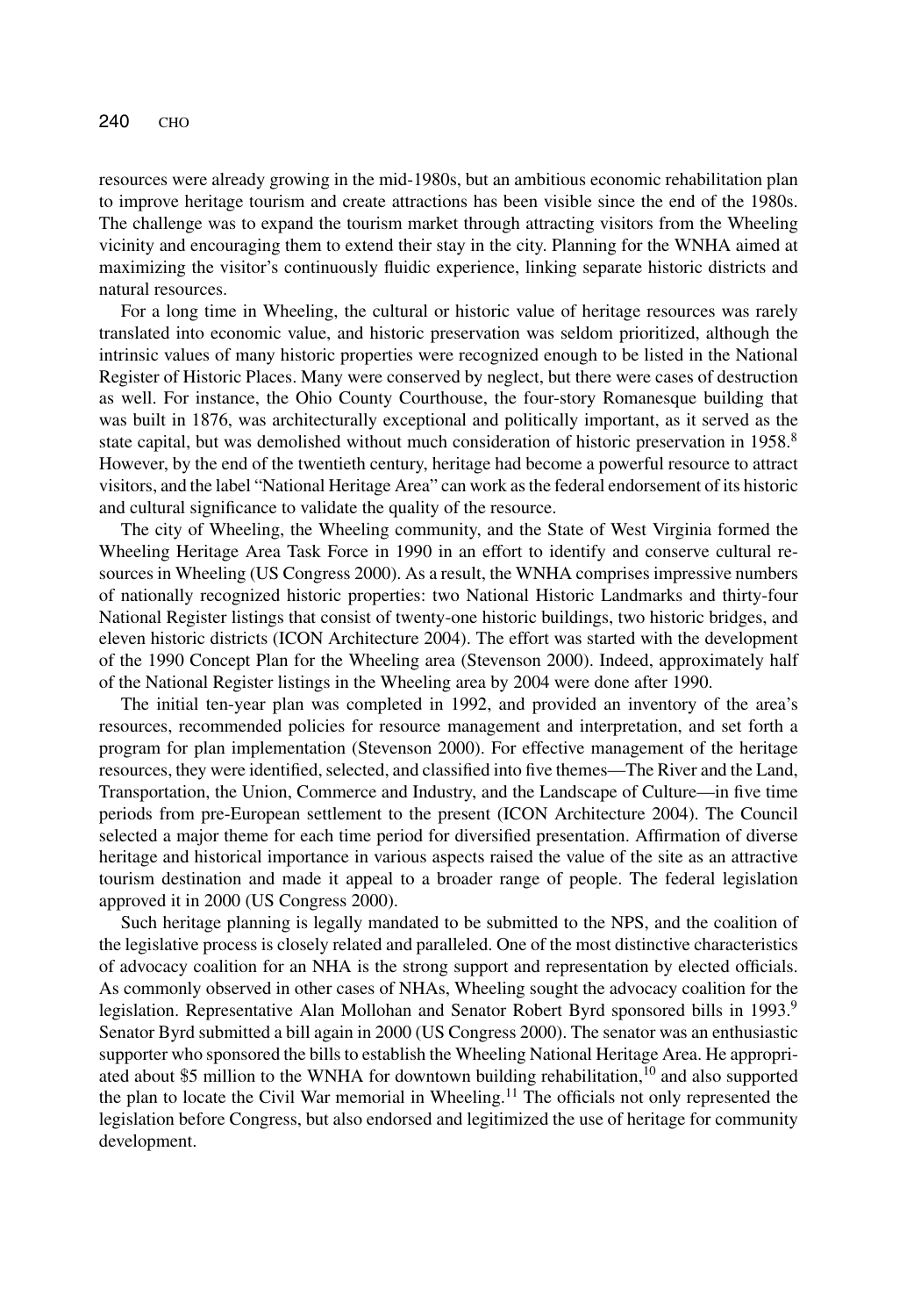resources were already growing in the mid-1980s, but an ambitious economic rehabilitation plan to improve heritage tourism and create attractions has been visible since the end of the 1980s. The challenge was to expand the tourism market through attracting visitors from the Wheeling vicinity and encouraging them to extend their stay in the city. Planning for the WNHA aimed at maximizing the visitor's continuously fluidic experience, linking separate historic districts and natural resources.

For a long time in Wheeling, the cultural or historic value of heritage resources was rarely translated into economic value, and historic preservation was seldom prioritized, although the intrinsic values of many historic properties were recognized enough to be listed in the National Register of Historic Places. Many were conserved by neglect, but there were cases of destruction as well. For instance, the Ohio County Courthouse, the four-story Romanesque building that was built in 1876, was architecturally exceptional and politically important, as it served as the state capital, but was demolished without much consideration of historic preservation in 1958.[8] However, by the end of the twentieth century, heritage had become a powerful resource to attract visitors, and the label "National Heritage Area" can work as the federal endorsement of its historic and cultural significance to validate the quality of the resource.

The city of Wheeling, the Wheeling community, and the State of West Virginia formed the Wheeling Heritage Area Task Force in 1990 in an effort to identify and conserve cultural resources in Wheeling (US Congress 2000). As a result, the WNHA comprises impressive numbers of nationally recognized historic properties: two National Historic Landmarks and thirty-four National Register listings that consist of twenty-one historic buildings, two historic bridges, and eleven historic districts (ICON Architecture 2004). The effort was started with the development of the 1990 Concept Plan for the Wheeling area (Stevenson 2000). Indeed, approximately half of the National Register listings in the Wheeling area by 2004 were done after 1990.

The initial ten-year plan was completed in 1992, and provided an inventory of the area's resources, recommended policies for resource management and interpretation, and set forth a program for plan implementation (Stevenson 2000). For effective management of the heritage resources, they were identified, selected, and classified into five themes—The River and the Land, Transportation, the Union, Commerce and Industry, and the Landscape of Culture—in five time periods from pre-European settlement to the present (ICON Architecture 2004). The Council selected a major theme for each time period for diversified presentation. Affirmation of diverse heritage and historical importance in various aspects raised the value of the site as an attractive tourism destination and made it appeal to a broader range of people. The federal legislation approved it in 2000 (US Congress 2000).

Such heritage planning is legally mandated to be submitted to the NPS, and the coalition of the legislative process is closely related and paralleled. One of the most distinctive characteristics of advocacy coalition for an NHA is the strong support and representation by elected officials. As commonly observed in other cases of NHAs, Wheeling sought the advocacy coalition for the legislation. Representative Alan Mollohan and Senator Robert Byrd sponsored bills in 1993.[9] Senator Byrd submitted a bill again in 2000 (US Congress 2000). The senator was an enthusiastic supporter who sponsored the bills to establish the Wheeling National Heritage Area. He appropriated about $5 million to the WNHA for downtown building rehabilitation,[10] and also supported the plan to locate the Civil War memorial in Wheeling.[11] The officials not only represented the legislation before Congress, but also endorsed and legitimized the use of heritage for community development.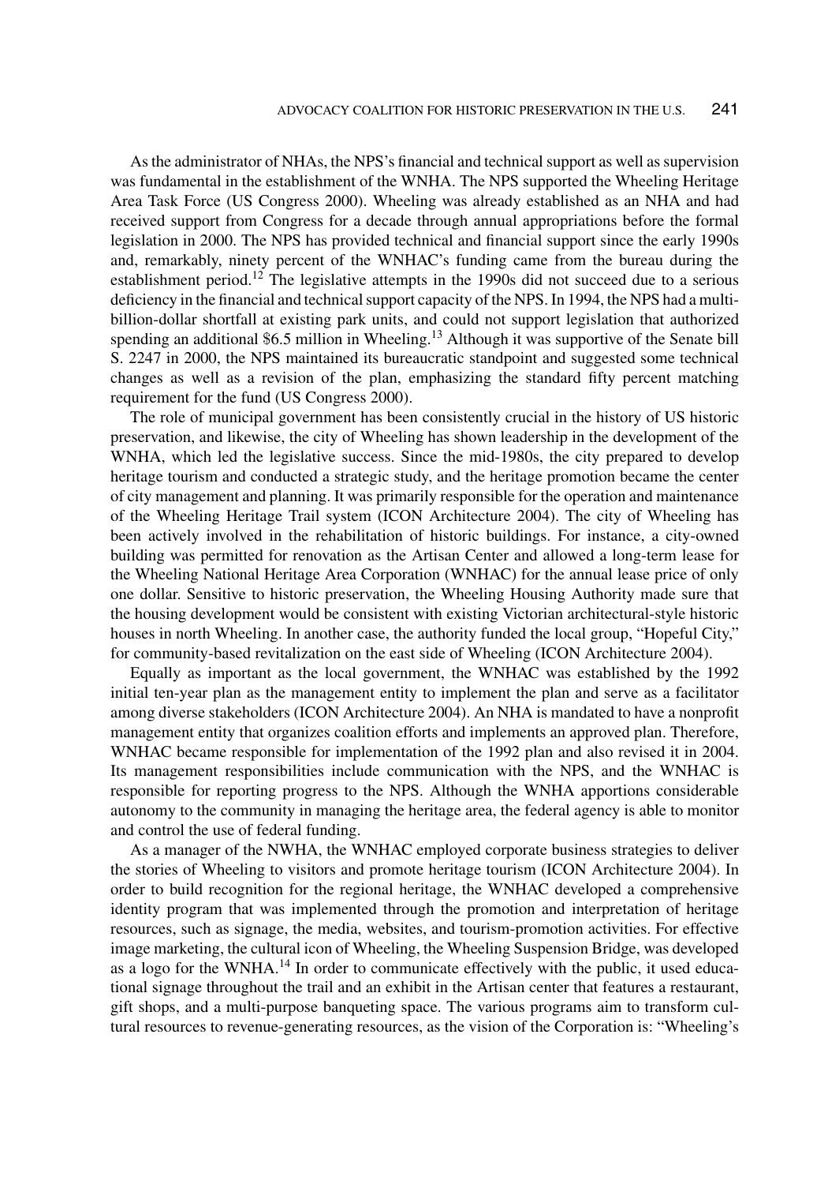As the administrator of NHAs, the NPS's financial and technical support as well as supervision was fundamental in the establishment of the WNHA. The NPS supported the Wheeling Heritage Area Task Force (US Congress 2000). Wheeling was already established as an NHA and had received support from Congress for a decade through annual appropriations before the formal legislation in 2000. The NPS has provided technical and financial support since the early 1990s and, remarkably, ninety percent of the WNHAC's funding came from the bureau during the establishment period.[12] The legislative attempts in the 1990s did not succeed due to a serious deficiency in the financial and technical support capacity of the NPS. In 1994, the NPS had a multi-billion-dollar shortfall at existing park units, and could not support legislation that authorized spending an additional $6.5 million in Wheeling.[13] Although it was supportive of the Senate bill S. 2247 in 2000, the NPS maintained its bureaucratic standpoint and suggested some technical changes as well as a revision of the plan, emphasizing the standard fifty percent matching requirement for the fund (US Congress 2000).

The role of municipal government has been consistently crucial in the history of US historic preservation, and likewise, the city of Wheeling has shown leadership in the development of the WNHA, which led the legislative success. Since the mid-1980s, the city prepared to develop heritage tourism and conducted a strategic study, and the heritage promotion became the center of city management and planning. It was primarily responsible for the operation and maintenance of the Wheeling Heritage Trail system (ICON Architecture 2004). The city of Wheeling has been actively involved in the rehabilitation of historic buildings. For instance, a city-owned building was permitted for renovation as the Artisan Center and allowed a long-term lease for the Wheeling National Heritage Area Corporation (WNHAC) for the annual lease price of only one dollar. Sensitive to historic preservation, the Wheeling Housing Authority made sure that the housing development would be consistent with existing Victorian architectural-style historic houses in north Wheeling. In another case, the authority funded the local group, "Hopeful City," for community-based revitalization on the east side of Wheeling (ICON Architecture 2004).

Equally as important as the local government, the WNHAC was established by the 1992 initial ten-year plan as the management entity to implement the plan and serve as a facilitator among diverse stakeholders (ICON Architecture 2004). An NHA is mandated to have a nonprofit management entity that organizes coalition efforts and implements an approved plan. Therefore, WNHAC became responsible for implementation of the 1992 plan and also revised it in 2004. Its management responsibilities include communication with the NPS, and the WNHAC is responsible for reporting progress to the NPS. Although the WNHA apportions considerable autonomy to the community in managing the heritage area, the federal agency is able to monitor and control the use of federal funding.

As a manager of the NWHA, the WNHAC employed corporate business strategies to deliver the stories of Wheeling to visitors and promote heritage tourism (ICON Architecture 2004). In order to build recognition for the regional heritage, the WNHAC developed a comprehensive identity program that was implemented through the promotion and interpretation of heritage resources, such as signage, the media, websites, and tourism-promotion activities. For effective image marketing, the cultural icon of Wheeling, the Wheeling Suspension Bridge, was developed as a logo for the WNHA.[14] In order to communicate effectively with the public, it used educational signage throughout the trail and an exhibit in the Artisan center that features a restaurant, gift shops, and a multi-purpose banqueting space. The various programs aim to transform cultural resources to revenue-generating resources, as the vision of the Corporation is: "Wheeling's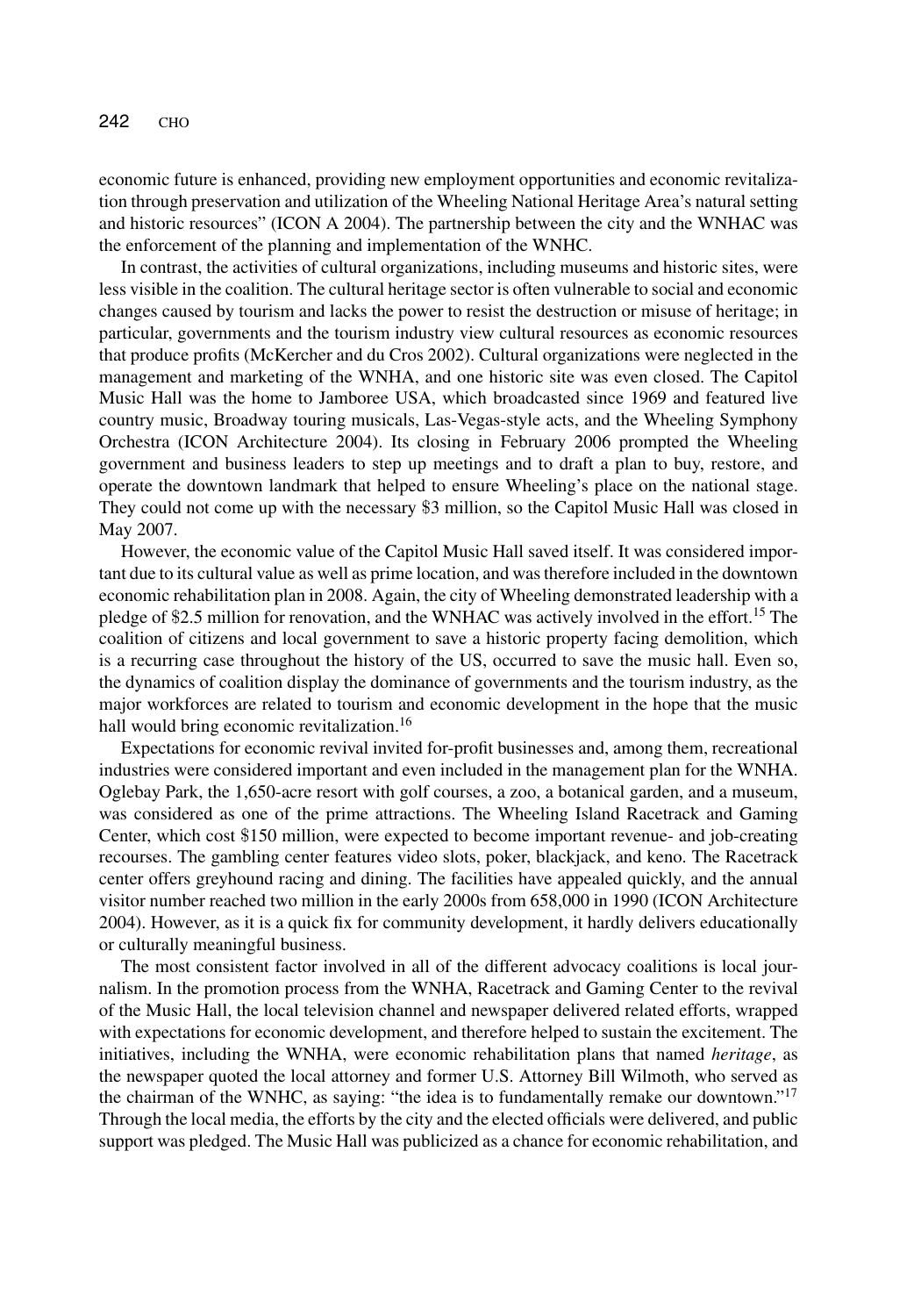economic future is enhanced, providing new employment opportunities and economic revitalization through preservation and utilization of the Wheeling National Heritage Area's natural setting and historic resources" (ICON A 2004). The partnership between the city and the WNHAC was the enforcement of the planning and implementation of the WNHC.

In contrast, the activities of cultural organizations, including museums and historic sites, were less visible in the coalition. The cultural heritage sector is often vulnerable to social and economic changes caused by tourism and lacks the power to resist the destruction or misuse of heritage; in particular, governments and the tourism industry view cultural resources as economic resources that produce profits (McKercher and du Cros 2002). Cultural organizations were neglected in the management and marketing of the WNHA, and one historic site was even closed. The Capitol Music Hall was the home to Jamboree USA, which broadcasted since 1969 and featured live country music, Broadway touring musicals, Las-Vegas-style acts, and the Wheeling Symphony Orchestra (ICON Architecture 2004). Its closing in February 2006 prompted the Wheeling government and business leaders to step up meetings and to draft a plan to buy, restore, and operate the downtown landmark that helped to ensure Wheeling's place on the national stage. They could not come up with the necessary \$3 million, so the Capitol Music Hall was closed in May 2007.

However, the economic value of the Capitol Music Hall saved itself. It was considered important due to its cultural value as well as prime location, and was therefore included in the downtown economic rehabilitation plan in 2008. Again, the city of Wheeling demonstrated leadership with a pledge of \$2.5 million for renovation, and the WNHAC was actively involved in the effort.[15] The coalition of citizens and local government to save a historic property facing demolition, which is a recurring case throughout the history of the US, occurred to save the music hall. Even so, the dynamics of coalition display the dominance of governments and the tourism industry, as the major workforces are related to tourism and economic development in the hope that the music hall would bring economic revitalization.[16]

Expectations for economic revival invited for-profit businesses and, among them, recreational industries were considered important and even included in the management plan for the WNHA. Oglebay Park, the 1,650-acre resort with golf courses, a zoo, a botanical garden, and a museum, was considered as one of the prime attractions. The Wheeling Island Racetrack and Gaming Center, which cost \$150 million, were expected to become important revenue- and job-creating recourses. The gambling center features video slots, poker, blackjack, and keno. The Racetrack center offers greyhound racing and dining. The facilities have appealed quickly, and the annual visitor number reached two million in the early 2000s from 658,000 in 1990 (ICON Architecture 2004). However, as it is a quick fix for community development, it hardly delivers educationally or culturally meaningful business.

The most consistent factor involved in all of the different advocacy coalitions is local journalism. In the promotion process from the WNHA, Racetrack and Gaming Center to the revival of the Music Hall, the local television channel and newspaper delivered related efforts, wrapped with expectations for economic development, and therefore helped to sustain the excitement. The initiatives, including the WNHA, were economic rehabilitation plans that named *heritage*, as the newspaper quoted the local attorney and former U.S. Attorney Bill Wilmoth, who served as the chairman of the WNHC, as saying: "the idea is to fundamentally remake our downtown."[17] Through the local media, the efforts by the city and the elected officials were delivered, and public support was pledged. The Music Hall was publicized as a chance for economic rehabilitation, and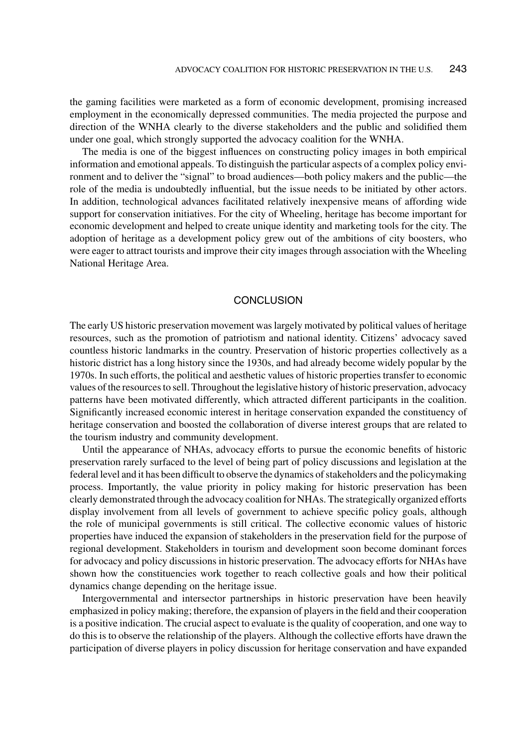the gaming facilities were marketed as a form of economic development, promising increased employment in the economically depressed communities. The media projected the purpose and direction of the WNHA clearly to the diverse stakeholders and the public and solidified them under one goal, which strongly supported the advocacy coalition for the WNHA.

The media is one of the biggest influences on constructing policy images in both empirical information and emotional appeals. To distinguish the particular aspects of a complex policy environment and to deliver the "signal" to broad audiences—both policy makers and the public—the role of the media is undoubtedly influential, but the issue needs to be initiated by other actors. In addition, technological advances facilitated relatively inexpensive means of affording wide support for conservation initiatives. For the city of Wheeling, heritage has become important for economic development and helped to create unique identity and marketing tools for the city. The adoption of heritage as a development policy grew out of the ambitions of city boosters, who were eager to attract tourists and improve their city images through association with the Wheeling National Heritage Area.

## CONCLUSION

The early US historic preservation movement was largely motivated by political values of heritage resources, such as the promotion of patriotism and national identity. Citizens' advocacy saved countless historic landmarks in the country. Preservation of historic properties collectively as a historic district has a long history since the 1930s, and had already become widely popular by the 1970s. In such efforts, the political and aesthetic values of historic properties transfer to economic values of the resources to sell. Throughout the legislative history of historic preservation, advocacy patterns have been motivated differently, which attracted different participants in the coalition. Significantly increased economic interest in heritage conservation expanded the constituency of heritage conservation and boosted the collaboration of diverse interest groups that are related to the tourism industry and community development.

Until the appearance of NHAs, advocacy efforts to pursue the economic benefits of historic preservation rarely surfaced to the level of being part of policy discussions and legislation at the federal level and it has been difficult to observe the dynamics of stakeholders and the policymaking process. Importantly, the value priority in policy making for historic preservation has been clearly demonstrated through the advocacy coalition for NHAs. The strategically organized efforts display involvement from all levels of government to achieve specific policy goals, although the role of municipal governments is still critical. The collective economic values of historic properties have induced the expansion of stakeholders in the preservation field for the purpose of regional development. Stakeholders in tourism and development soon become dominant forces for advocacy and policy discussions in historic preservation. The advocacy efforts for NHAs have shown how the constituencies work together to reach collective goals and how their political dynamics change depending on the heritage issue.

Intergovernmental and intersector partnerships in historic preservation have been heavily emphasized in policy making; therefore, the expansion of players in the field and their cooperation is a positive indication. The crucial aspect to evaluate is the quality of cooperation, and one way to do this is to observe the relationship of the players. Although the collective efforts have drawn the participation of diverse players in policy discussion for heritage conservation and have expanded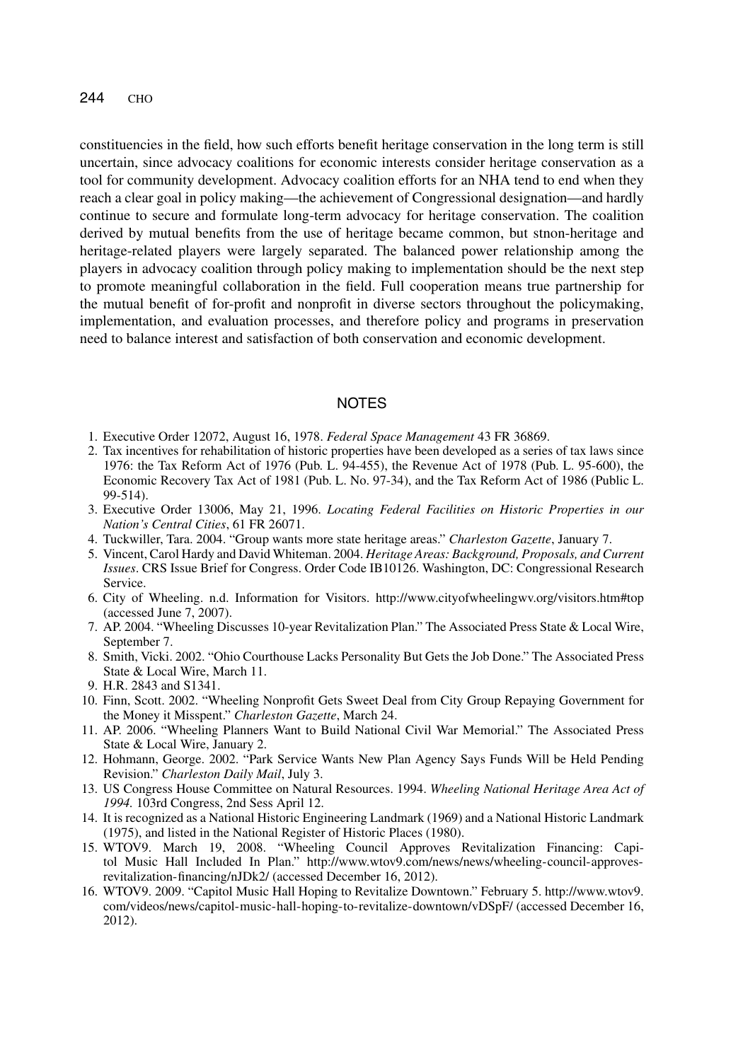constituencies in the field, how such efforts benefit heritage conservation in the long term is still uncertain, since advocacy coalitions for economic interests consider heritage conservation as a tool for community development. Advocacy coalition efforts for an NHA tend to end when they reach a clear goal in policy making—the achievement of Congressional designation—and hardly continue to secure and formulate long-term advocacy for heritage conservation. The coalition derived by mutual benefits from the use of heritage became common, but stnon-heritage and heritage-related players were largely separated. The balanced power relationship among the players in advocacy coalition through policy making to implementation should be the next step to promote meaningful collaboration in the field. Full cooperation means true partnership for the mutual benefit of for-profit and nonprofit in diverse sectors throughout the policymaking, implementation, and evaluation processes, and therefore policy and programs in preservation need to balance interest and satisfaction of both conservation and economic development.

## NOTES

1. Executive Order 12072, August 16, 1978. *Federal Space Management* 43 FR 36869.
2. Tax incentives for rehabilitation of historic properties have been developed as a series of tax laws since 1976: the Tax Reform Act of 1976 (Pub. L. 94-455), the Revenue Act of 1978 (Pub. L. 95-600), the Economic Recovery Tax Act of 1981 (Pub. L. No. 97-34), and the Tax Reform Act of 1986 (Public L. 99-514).
3. Executive Order 13006, May 21, 1996. *Locating Federal Facilities on Historic Properties in our Nation's Central Cities*, 61 FR 26071.
4. Tuckwiller, Tara. 2004. "Group wants more state heritage areas." *Charleston Gazette*, January 7.
5. Vincent, Carol Hardy and David Whiteman. 2004. *Heritage Areas: Background, Proposals, and Current Issues*. CRS Issue Brief for Congress. Order Code IB10126. Washington, DC: Congressional Research Service.
6. City of Wheeling. n.d. Information for Visitors. http://www.cityofwheelingwv.org/visitors.htm#top (accessed June 7, 2007).
7. AP. 2004. "Wheeling Discusses 10-year Revitalization Plan." The Associated Press State & Local Wire, September 7.
8. Smith, Vicki. 2002. "Ohio Courthouse Lacks Personality But Gets the Job Done." The Associated Press State & Local Wire, March 11.
9. H.R. 2843 and S1341.
10. Finn, Scott. 2002. "Wheeling Nonprofit Gets Sweet Deal from City Group Repaying Government for the Money it Misspent." *Charleston Gazette*, March 24.
11. AP. 2006. "Wheeling Planners Want to Build National Civil War Memorial." The Associated Press State & Local Wire, January 2.
12. Hohmann, George. 2002. "Park Service Wants New Plan Agency Says Funds Will be Held Pending Revision." *Charleston Daily Mail*, July 3.
13. US Congress House Committee on Natural Resources. 1994. *Wheeling National Heritage Area Act of 1994.* 103rd Congress, 2nd Sess April 12.
14. It is recognized as a National Historic Engineering Landmark (1969) and a National Historic Landmark (1975), and listed in the National Register of Historic Places (1980).
15. WTOV9. March 19, 2008. "Wheeling Council Approves Revitalization Financing: Capitol Music Hall Included In Plan." http://www.wtov9.com/news/news/wheeling-council-approves-revitalization-financing/nJDk2/ (accessed December 16, 2012).
16. WTOV9. 2009. "Capitol Music Hall Hoping to Revitalize Downtown." February 5. http://www.wtov9.com/videos/news/capitol-music-hall-hoping-to-revitalize-downtown/vDSpF/ (accessed December 16, 2012).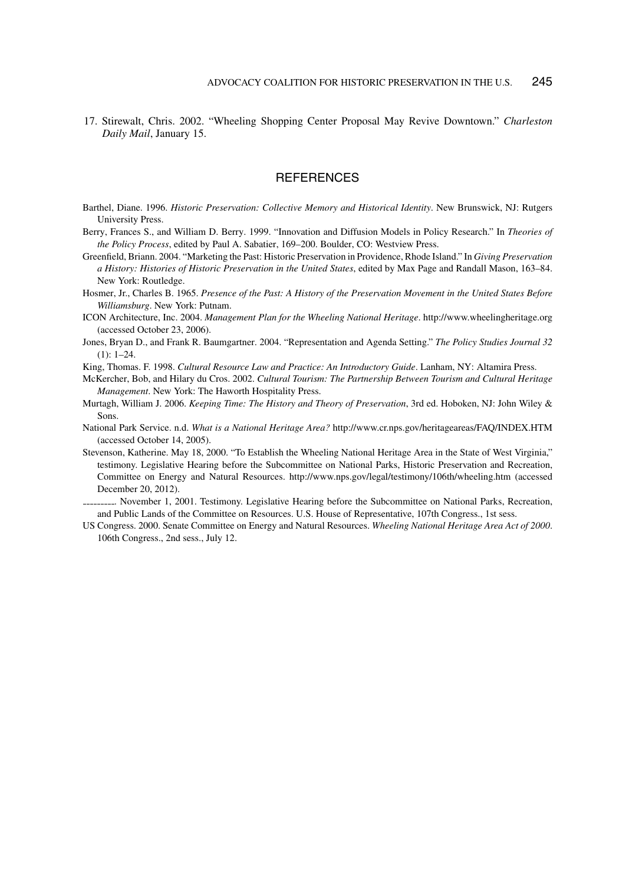17. Stirewalt, Chris. 2002. "Wheeling Shopping Center Proposal May Revive Downtown." *Charleston Daily Mail*, January 15.

## REFERENCES

Barthel, Diane. 1996. *Historic Preservation: Collective Memory and Historical Identity*. New Brunswick, NJ: Rutgers University Press.

Berry, Frances S., and William D. Berry. 1999. "Innovation and Diffusion Models in Policy Research." In *Theories of the Policy Process*, edited by Paul A. Sabatier, 169–200. Boulder, CO: Westview Press.

Greenfield, Briann. 2004. "Marketing the Past: Historic Preservation in Providence, Rhode Island." In *Giving Preservation a History: Histories of Historic Preservation in the United States*, edited by Max Page and Randall Mason, 163–84. New York: Routledge.

Hosmer, Jr., Charles B. 1965. *Presence of the Past: A History of the Preservation Movement in the United States Before Williamsburg*. New York: Putnam.

ICON Architecture, Inc. 2004. *Management Plan for the Wheeling National Heritage*. http://www.wheelingheritage.org (accessed October 23, 2006).

Jones, Bryan D., and Frank R. Baumgartner. 2004. "Representation and Agenda Setting." *The Policy Studies Journal 32* (1): 1–24.

King, Thomas. F. 1998. *Cultural Resource Law and Practice: An Introductory Guide*. Lanham, NY: Altamira Press.

McKercher, Bob, and Hilary du Cros. 2002. *Cultural Tourism: The Partnership Between Tourism and Cultural Heritage Management*. New York: The Haworth Hospitality Press.

Murtagh, William J. 2006. *Keeping Time: The History and Theory of Preservation*, 3rd ed. Hoboken, NJ: John Wiley & Sons.

National Park Service. n.d. *What is a National Heritage Area?* http://www.cr.nps.gov/heritageareas/FAQ/INDEX.HTM (accessed October 14, 2005).

Stevenson, Katherine. May 18, 2000. "To Establish the Wheeling National Heritage Area in the State of West Virginia," testimony. Legislative Hearing before the Subcommittee on National Parks, Historic Preservation and Recreation, Committee on Energy and Natural Resources. http://www.nps.gov/legal/testimony/106th/wheeling.htm (accessed December 20, 2012).

———. November 1, 2001. Testimony. Legislative Hearing before the Subcommittee on National Parks, Recreation, and Public Lands of the Committee on Resources. U.S. House of Representative, 107th Congress., 1st sess.

US Congress. 2000. Senate Committee on Energy and Natural Resources. *Wheeling National Heritage Area Act of 2000*. 106th Congress., 2nd sess., July 12.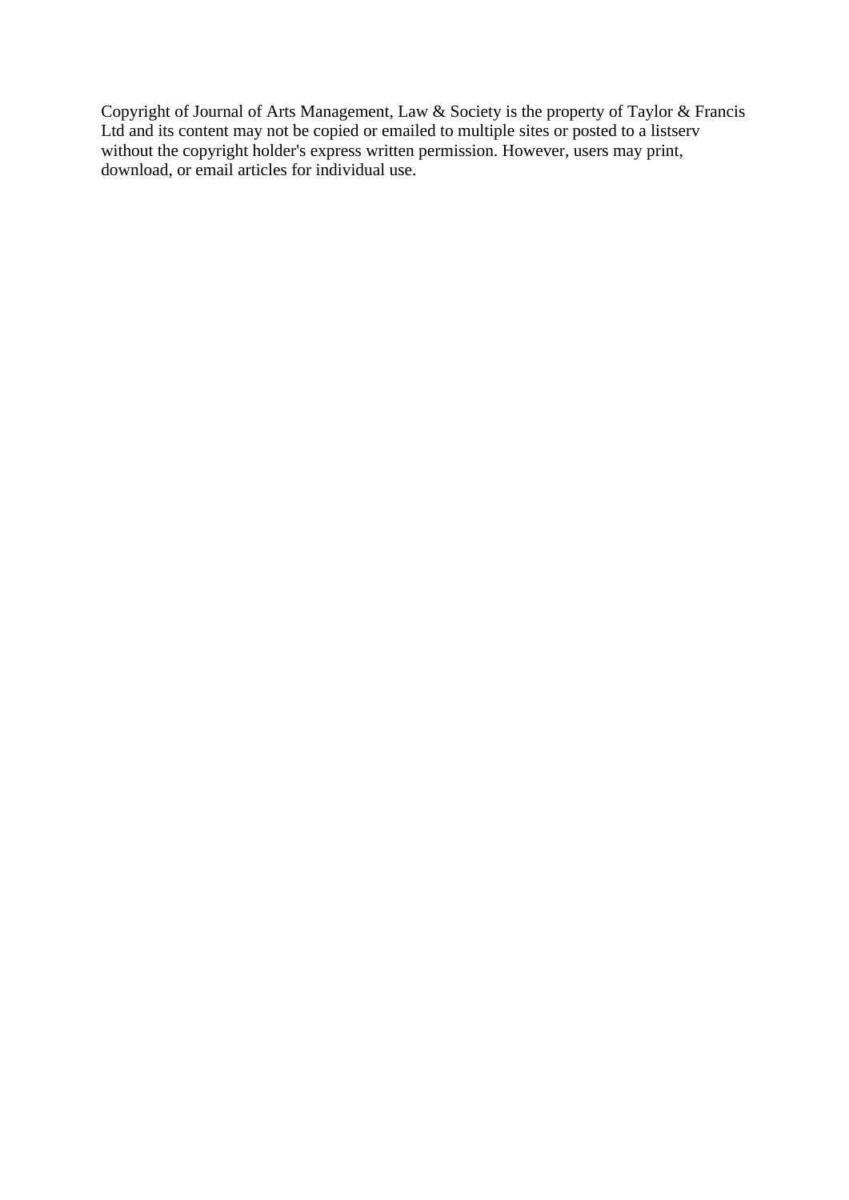Copyright of Journal of Arts Management, Law & Society is the property of Taylor & Francis Ltd and its content may not be copied or emailed to multiple sites or posted to a listserv without the copyright holder's express written permission. However, users may print, download, or email articles for individual use.